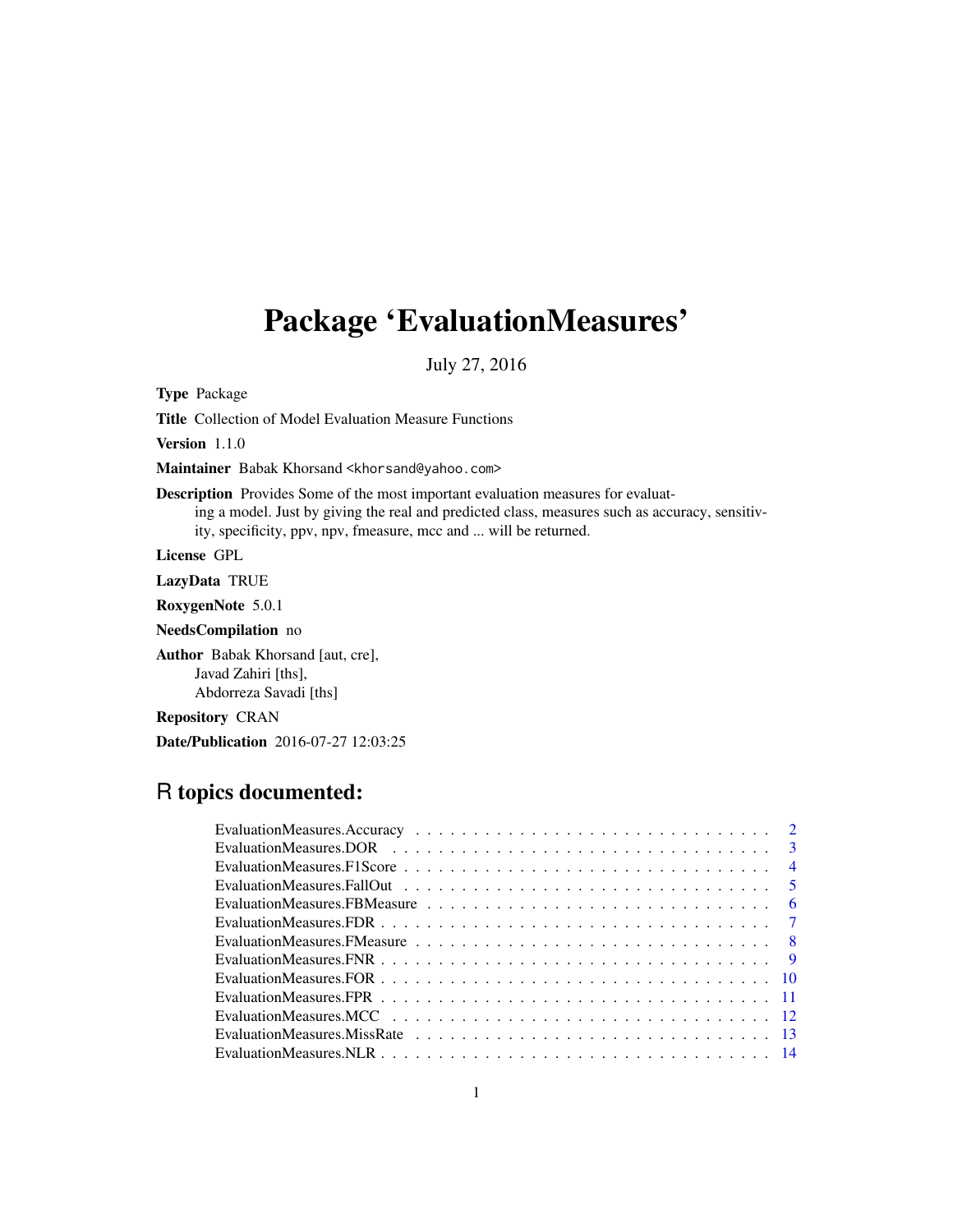# Package 'EvaluationMeasures'

July 27, 2016

**Type** Package

**Title** Collection of Model Evaluation Measure Functions

**Version** 1.1.0

**Maintainer** Babak Khorsand <khorsand@yahoo.com>

**Description** Provides Some of the most important evaluation measures for evaluating a model. Just by giving the real and predicted class, measures such as accuracy, sensitivity, specificity, ppv, npv, fmeasure, mcc and ... will be returned.

**License** GPL

**LazyData** TRUE

**RoxygenNote** 5.0.1

**NeedsCompilation** no

**Author** Babak Khorsand [aut, cre],
Javad Zahiri [ths],
Abdorreza Savadi [ths]

**Repository** CRAN

**Date/Publication** 2016-07-27 12:03:25

## R topics documented:

EvaluationMeasures.Accuracy . . . . . . . . . . . . . . . . . . . . . . . . . . . . . 2
EvaluationMeasures.DOR . . . . . . . . . . . . . . . . . . . . . . . . . . . . . 3
EvaluationMeasures.F1Score . . . . . . . . . . . . . . . . . . . . . . . . . . . . . 4
EvaluationMeasures.FallOut . . . . . . . . . . . . . . . . . . . . . . . . . . . . . 5
EvaluationMeasures.FBMeasure . . . . . . . . . . . . . . . . . . . . . . . . . . . . . 6
EvaluationMeasures.FDR . . . . . . . . . . . . . . . . . . . . . . . . . . . . . 7
EvaluationMeasures.FMeasure . . . . . . . . . . . . . . . . . . . . . . . . . . . . . 8
EvaluationMeasures.FNR . . . . . . . . . . . . . . . . . . . . . . . . . . . . . 9
EvaluationMeasures.FOR . . . . . . . . . . . . . . . . . . . . . . . . . . . . . 10
EvaluationMeasures.FPR . . . . . . . . . . . . . . . . . . . . . . . . . . . . . 11
EvaluationMeasures.MCC . . . . . . . . . . . . . . . . . . . . . . . . . . . . . 12
EvaluationMeasures.MissRate . . . . . . . . . . . . . . . . . . . . . . . . . . . . . 13
EvaluationMeasures.NLR . . . . . . . . . . . . . . . . . . . . . . . . . . . . . 14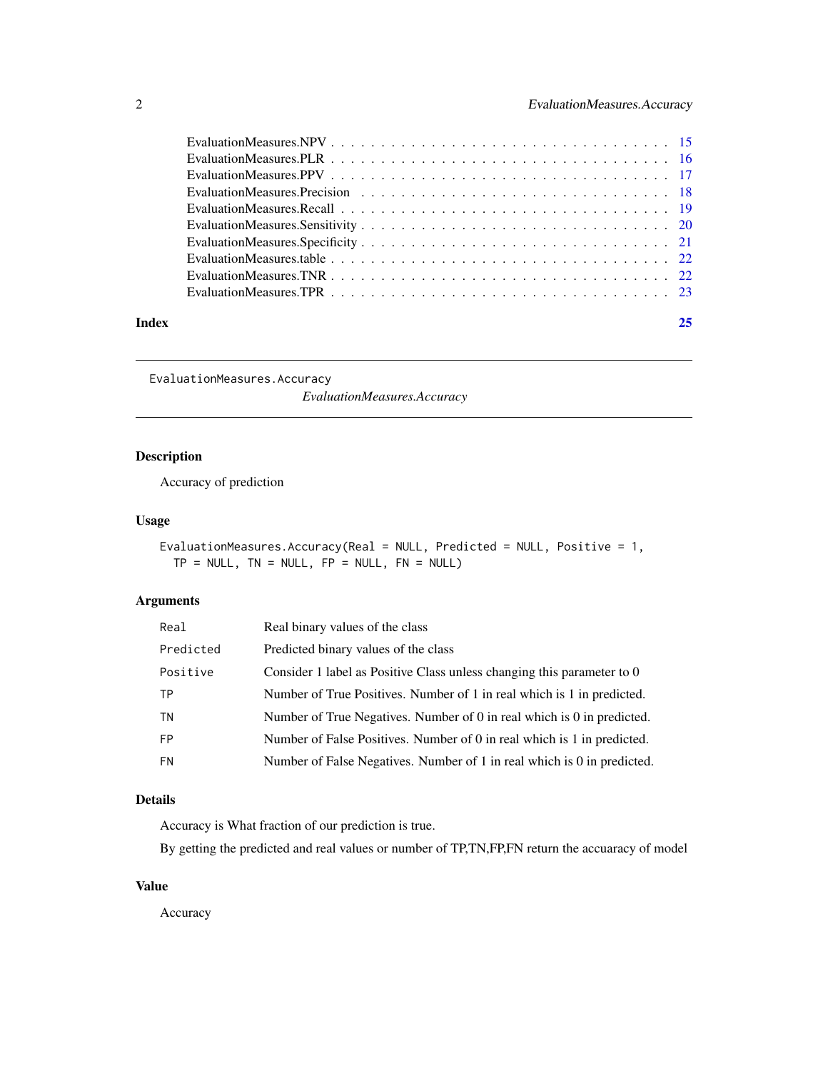EvaluationMeasures.NPV . . . . . . . . . . . . . . . . . . . . . . . . . . . . . . . . . 15
EvaluationMeasures.PLR . . . . . . . . . . . . . . . . . . . . . . . . . . . . . . . . . 16
EvaluationMeasures.PPV . . . . . . . . . . . . . . . . . . . . . . . . . . . . . . . . . 17
EvaluationMeasures.Precision . . . . . . . . . . . . . . . . . . . . . . . . . . . . . . 18
EvaluationMeasures.Recall . . . . . . . . . . . . . . . . . . . . . . . . . . . . . . . . 19
EvaluationMeasures.Sensitivity . . . . . . . . . . . . . . . . . . . . . . . . . . . . . . 20
EvaluationMeasures.Specificity . . . . . . . . . . . . . . . . . . . . . . . . . . . . . . 21
EvaluationMeasures.table . . . . . . . . . . . . . . . . . . . . . . . . . . . . . . . . 22
EvaluationMeasures.TNR . . . . . . . . . . . . . . . . . . . . . . . . . . . . . . . . . 22
EvaluationMeasures.TPR . . . . . . . . . . . . . . . . . . . . . . . . . . . . . . . . . 23

**Index** **25**

---

`EvaluationMeasures.Accuracy`

*EvaluationMeasures.Accuracy*

---

### Description

Accuracy of prediction

### Usage

```
EvaluationMeasures.Accuracy(Real = NULL, Predicted = NULL, Positive = 1,
  TP = NULL, TN = NULL, FP = NULL, FN = NULL)
```

### Arguments

| | |
|---|---|
| `Real` | Real binary values of the class |
| `Predicted` | Predicted binary values of the class |
| `Positive` | Consider 1 label as Positive Class unless changing this parameter to 0 |
| `TP` | Number of True Positives. Number of 1 in real which is 1 in predicted. |
| `TN` | Number of True Negatives. Number of 0 in real which is 0 in predicted. |
| `FP` | Number of False Positives. Number of 0 in real which is 1 in predicted. |
| `FN` | Number of False Negatives. Number of 1 in real which is 0 in predicted. |

### Details

Accuracy is What fraction of our prediction is true.

By getting the predicted and real values or number of TP,TN,FP,FN return the accuaracy of model

### Value

Accuracy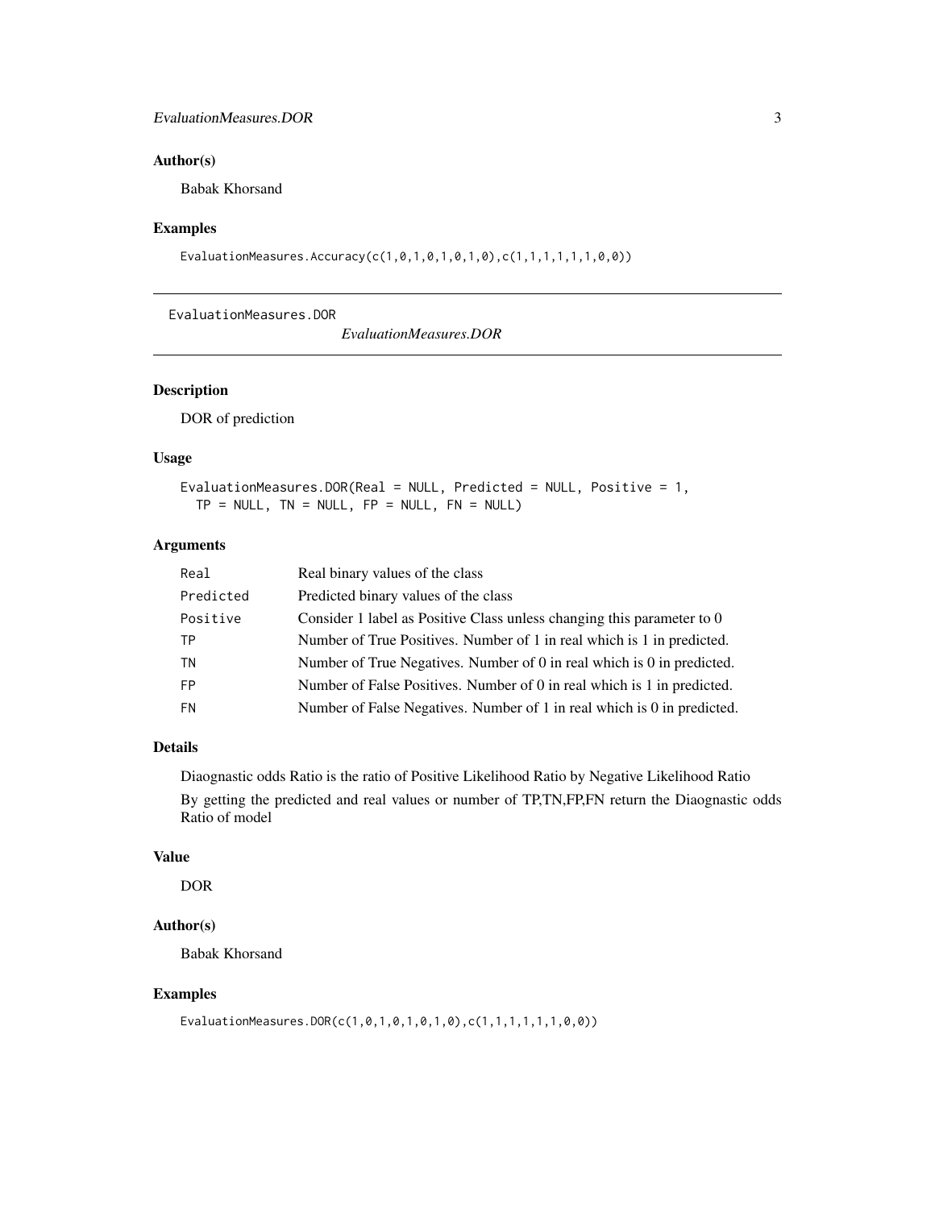### Author(s)

Babak Khorsand

### Examples

```
EvaluationMeasures.Accuracy(c(1,0,1,0,1,0,1,0),c(1,1,1,1,1,1,0,0))
```

---

## EvaluationMeasures.DOR

*EvaluationMeasures.DOR*

---

### Description

DOR of prediction

### Usage

```
EvaluationMeasures.DOR(Real = NULL, Predicted = NULL, Positive = 1,
  TP = NULL, TN = NULL, FP = NULL, FN = NULL)
```

### Arguments

| | |
|---|---|
| `Real` | Real binary values of the class |
| `Predicted` | Predicted binary values of the class |
| `Positive` | Consider 1 label as Positive Class unless changing this parameter to 0 |
| `TP` | Number of True Positives. Number of 1 in real which is 1 in predicted. |
| `TN` | Number of True Negatives. Number of 0 in real which is 0 in predicted. |
| `FP` | Number of False Positives. Number of 0 in real which is 1 in predicted. |
| `FN` | Number of False Negatives. Number of 1 in real which is 0 in predicted. |

### Details

Diaognastic odds Ratio is the ratio of Positive Likelihood Ratio by Negative Likelihood Ratio

By getting the predicted and real values or number of TP,TN,FP,FN return the Diaognastic odds Ratio of model

### Value

DOR

### Author(s)

Babak Khorsand

### Examples

```
EvaluationMeasures.DOR(c(1,0,1,0,1,0,1,0),c(1,1,1,1,1,1,0,0))
```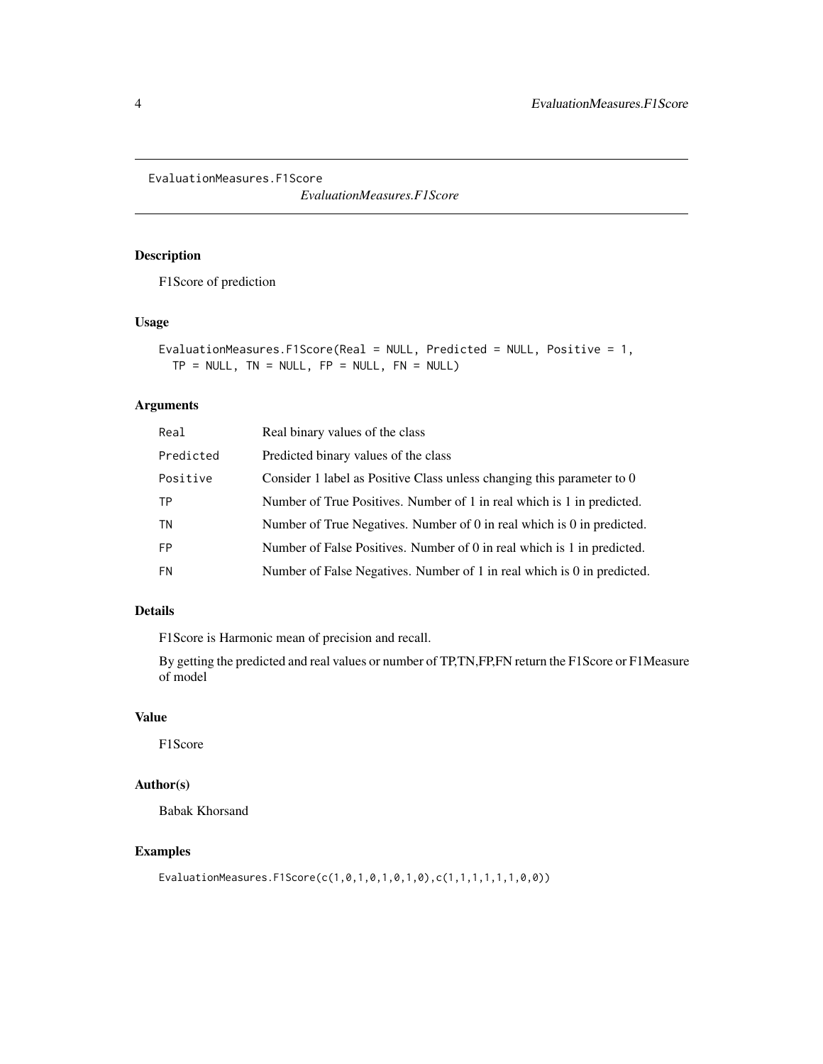`EvaluationMeasures.F1Score` *EvaluationMeasures.F1Score*

## Description

F1Score of prediction

## Usage

```
EvaluationMeasures.F1Score(Real = NULL, Predicted = NULL, Positive = 1,
  TP = NULL, TN = NULL, FP = NULL, FN = NULL)
```

## Arguments

| | |
|---|---|
| Real | Real binary values of the class |
| Predicted | Predicted binary values of the class |
| Positive | Consider 1 label as Positive Class unless changing this parameter to 0 |
| TP | Number of True Positives. Number of 1 in real which is 1 in predicted. |
| TN | Number of True Negatives. Number of 0 in real which is 0 in predicted. |
| FP | Number of False Positives. Number of 0 in real which is 1 in predicted. |
| FN | Number of False Negatives. Number of 1 in real which is 0 in predicted. |

## Details

F1Score is Harmonic mean of precision and recall.

By getting the predicted and real values or number of TP,TN,FP,FN return the F1Score or F1Measure of model

## Value

F1Score

## Author(s)

Babak Khorsand

## Examples

```
EvaluationMeasures.F1Score(c(1,0,1,0,1,0,1,0),c(1,1,1,1,1,1,0,0))
```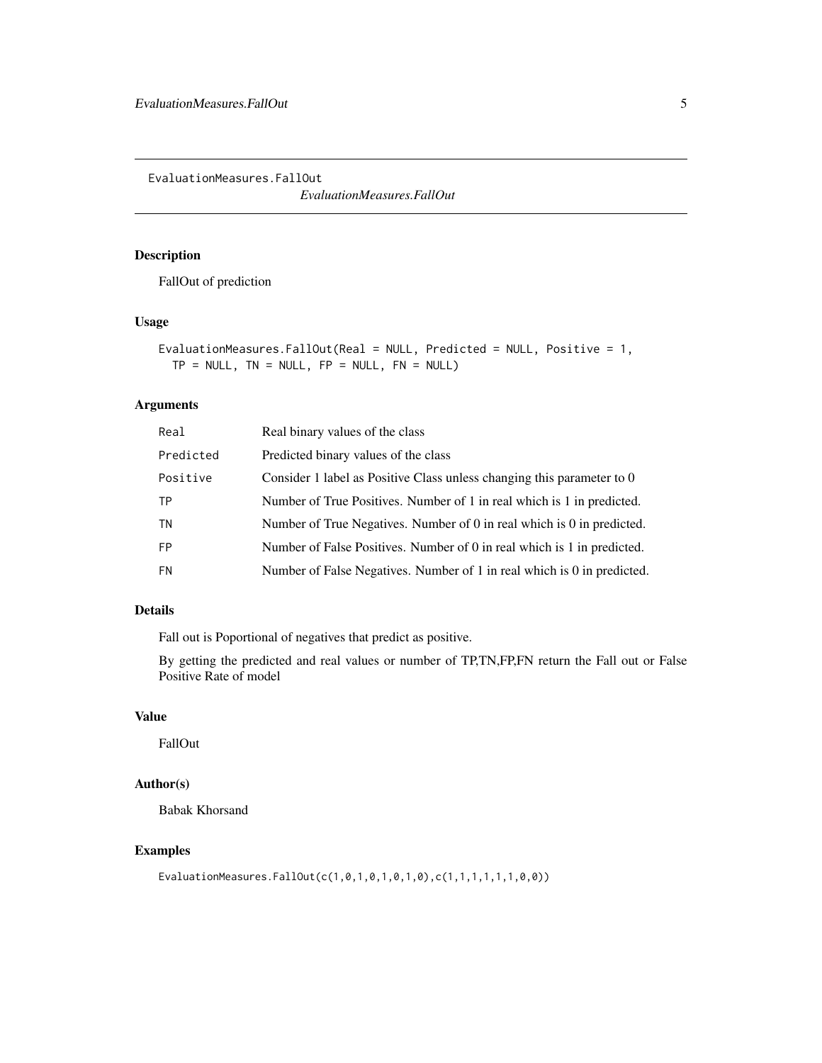# EvaluationMeasures.FallOut

*EvaluationMeasures.FallOut*

## Description

FallOut of prediction

## Usage

```
EvaluationMeasures.FallOut(Real = NULL, Predicted = NULL, Positive = 1,
  TP = NULL, TN = NULL, FP = NULL, FN = NULL)
```

## Arguments

| | |
|---|---|
| Real | Real binary values of the class |
| Predicted | Predicted binary values of the class |
| Positive | Consider 1 label as Positive Class unless changing this parameter to 0 |
| TP | Number of True Positives. Number of 1 in real which is 1 in predicted. |
| TN | Number of True Negatives. Number of 0 in real which is 0 in predicted. |
| FP | Number of False Positives. Number of 0 in real which is 1 in predicted. |
| FN | Number of False Negatives. Number of 1 in real which is 0 in predicted. |

## Details

Fall out is Poportional of negatives that predict as positive.

By getting the predicted and real values or number of TP,TN,FP,FN return the Fall out or False Positive Rate of model

## Value

FallOut

## Author(s)

Babak Khorsand

## Examples

```
EvaluationMeasures.FallOut(c(1,0,1,0,1,0,1,0),c(1,1,1,1,1,1,0,0))
```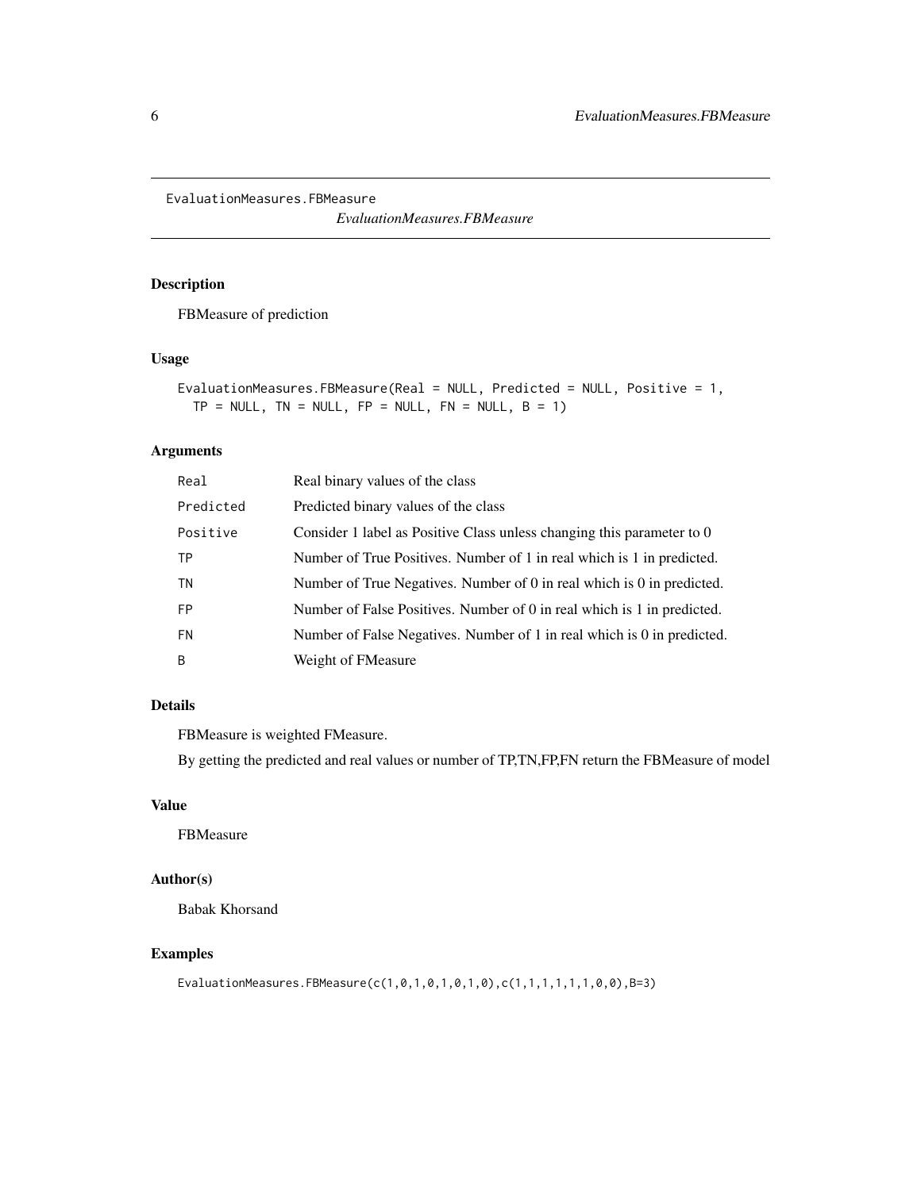## EvaluationMeasures.FBMeasure

*EvaluationMeasures.FBMeasure*

### Description

FBMeasure of prediction

### Usage

```
EvaluationMeasures.FBMeasure(Real = NULL, Predicted = NULL, Positive = 1,
  TP = NULL, TN = NULL, FP = NULL, FN = NULL, B = 1)
```

### Arguments

| | |
|---|---|
| `Real` | Real binary values of the class |
| `Predicted` | Predicted binary values of the class |
| `Positive` | Consider 1 label as Positive Class unless changing this parameter to 0 |
| `TP` | Number of True Positives. Number of 1 in real which is 1 in predicted. |
| `TN` | Number of True Negatives. Number of 0 in real which is 0 in predicted. |
| `FP` | Number of False Positives. Number of 0 in real which is 1 in predicted. |
| `FN` | Number of False Negatives. Number of 1 in real which is 0 in predicted. |
| `B` | Weight of FMeasure |

### Details

FBMeasure is weighted FMeasure.

By getting the predicted and real values or number of TP,TN,FP,FN return the FBMeasure of model

### Value

FBMeasure

### Author(s)

Babak Khorsand

### Examples

```
EvaluationMeasures.FBMeasure(c(1,0,1,0,1,0,1,0),c(1,1,1,1,1,1,0,0),B=3)
```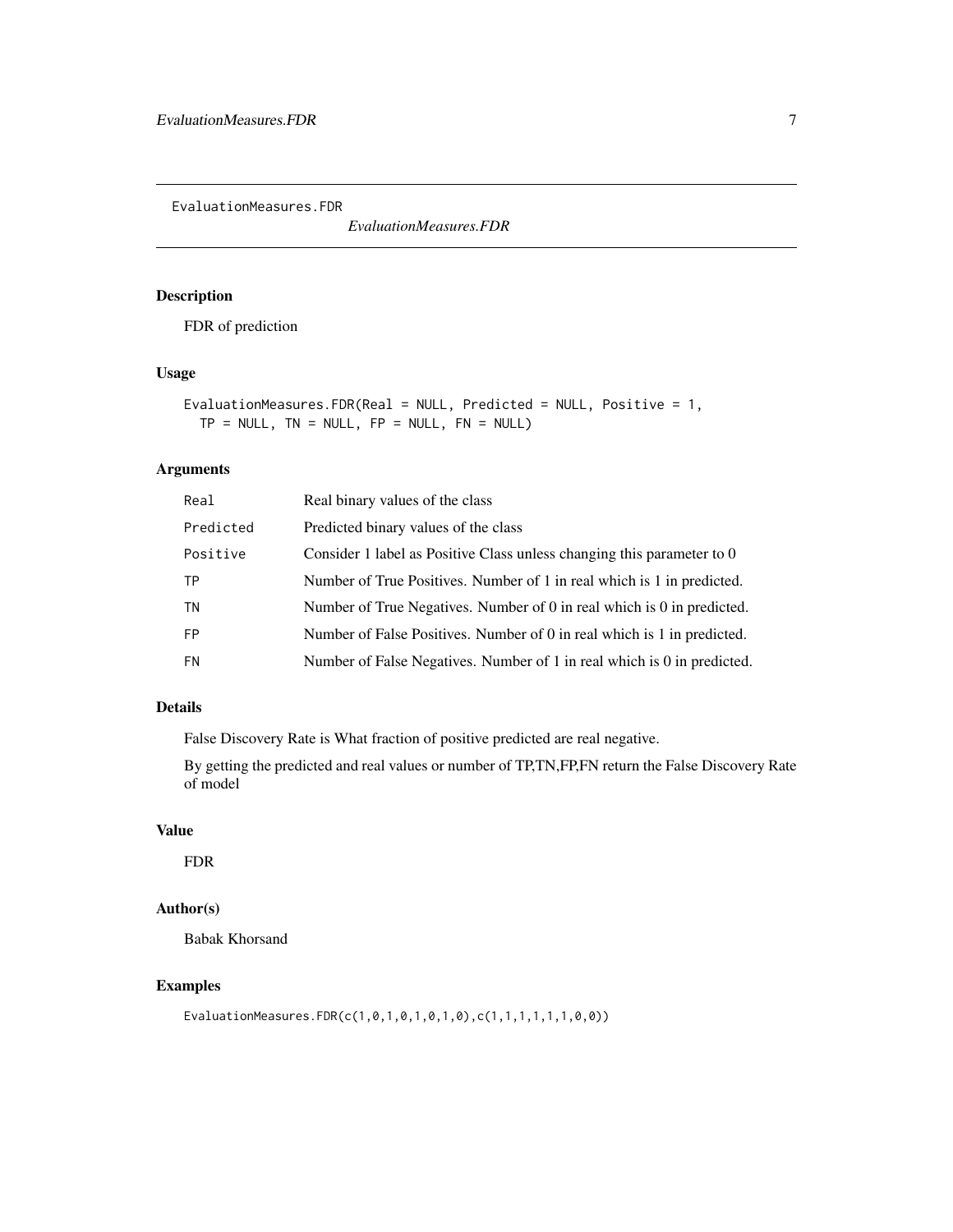EvaluationMeasures.FDR

*EvaluationMeasures.FDR*

## Description

FDR of prediction

## Usage

```
EvaluationMeasures.FDR(Real = NULL, Predicted = NULL, Positive = 1,
  TP = NULL, TN = NULL, FP = NULL, FN = NULL)
```

## Arguments

| | |
|---|---|
| Real | Real binary values of the class |
| Predicted | Predicted binary values of the class |
| Positive | Consider 1 label as Positive Class unless changing this parameter to 0 |
| TP | Number of True Positives. Number of 1 in real which is 1 in predicted. |
| TN | Number of True Negatives. Number of 0 in real which is 0 in predicted. |
| FP | Number of False Positives. Number of 0 in real which is 1 in predicted. |
| FN | Number of False Negatives. Number of 1 in real which is 0 in predicted. |

## Details

False Discovery Rate is What fraction of positive predicted are real negative.

By getting the predicted and real values or number of TP,TN,FP,FN return the False Discovery Rate of model

## Value

FDR

## Author(s)

Babak Khorsand

## Examples

```
EvaluationMeasures.FDR(c(1,0,1,0,1,0,1,0),c(1,1,1,1,1,1,0,0))
```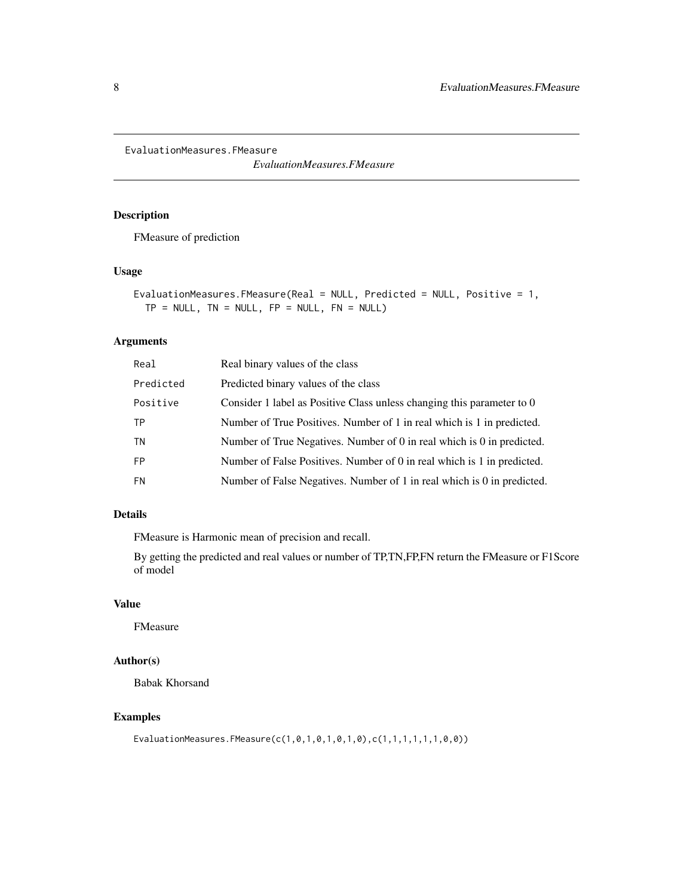EvaluationMeasures.FMeasure

*EvaluationMeasures.FMeasure*

## Description

FMeasure of prediction

## Usage

```
EvaluationMeasures.FMeasure(Real = NULL, Predicted = NULL, Positive = 1,
  TP = NULL, TN = NULL, FP = NULL, FN = NULL)
```

## Arguments

| | |
|---|---|
| `Real` | Real binary values of the class |
| `Predicted` | Predicted binary values of the class |
| `Positive` | Consider 1 label as Positive Class unless changing this parameter to 0 |
| `TP` | Number of True Positives. Number of 1 in real which is 1 in predicted. |
| `TN` | Number of True Negatives. Number of 0 in real which is 0 in predicted. |
| `FP` | Number of False Positives. Number of 0 in real which is 1 in predicted. |
| `FN` | Number of False Negatives. Number of 1 in real which is 0 in predicted. |

## Details

FMeasure is Harmonic mean of precision and recall.

By getting the predicted and real values or number of TP,TN,FP,FN return the FMeasure or F1Score of model

## Value

FMeasure

## Author(s)

Babak Khorsand

## Examples

```
EvaluationMeasures.FMeasure(c(1,0,1,0,1,0,1,0),c(1,1,1,1,1,1,0,0))
```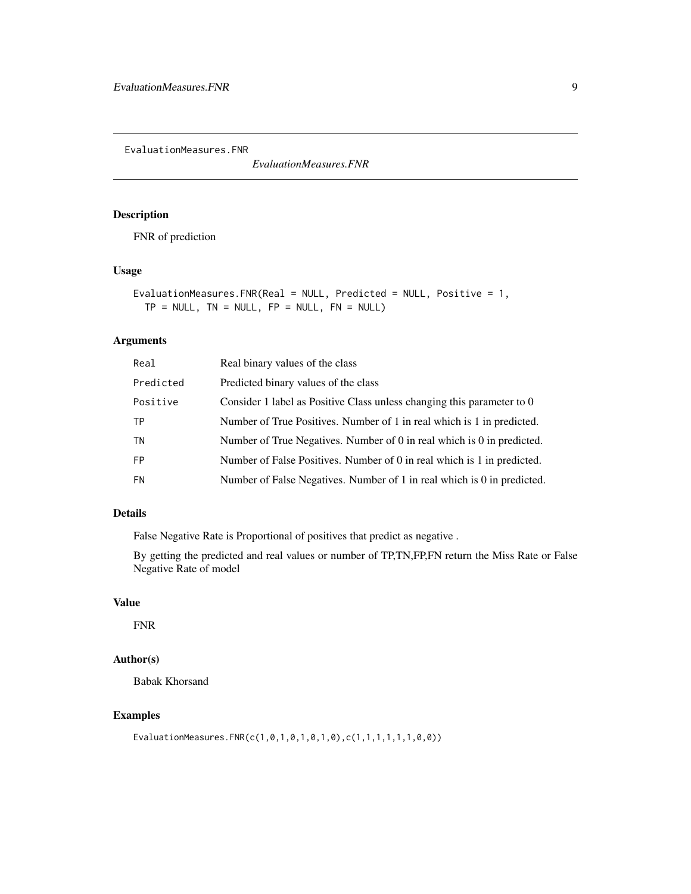# EvaluationMeasures.FNR

*EvaluationMeasures.FNR*

## Description

FNR of prediction

## Usage

```
EvaluationMeasures.FNR(Real = NULL, Predicted = NULL, Positive = 1,
  TP = NULL, TN = NULL, FP = NULL, FN = NULL)
```

## Arguments

| | |
|---|---|
| Real | Real binary values of the class |
| Predicted | Predicted binary values of the class |
| Positive | Consider 1 label as Positive Class unless changing this parameter to 0 |
| TP | Number of True Positives. Number of 1 in real which is 1 in predicted. |
| TN | Number of True Negatives. Number of 0 in real which is 0 in predicted. |
| FP | Number of False Positives. Number of 0 in real which is 1 in predicted. |
| FN | Number of False Negatives. Number of 1 in real which is 0 in predicted. |

## Details

False Negative Rate is Proportional of positives that predict as negative .

By getting the predicted and real values or number of TP,TN,FP,FN return the Miss Rate or False Negative Rate of model

## Value

FNR

## Author(s)

Babak Khorsand

## Examples

```
EvaluationMeasures.FNR(c(1,0,1,0,1,0,1,0),c(1,1,1,1,1,1,0,0))
```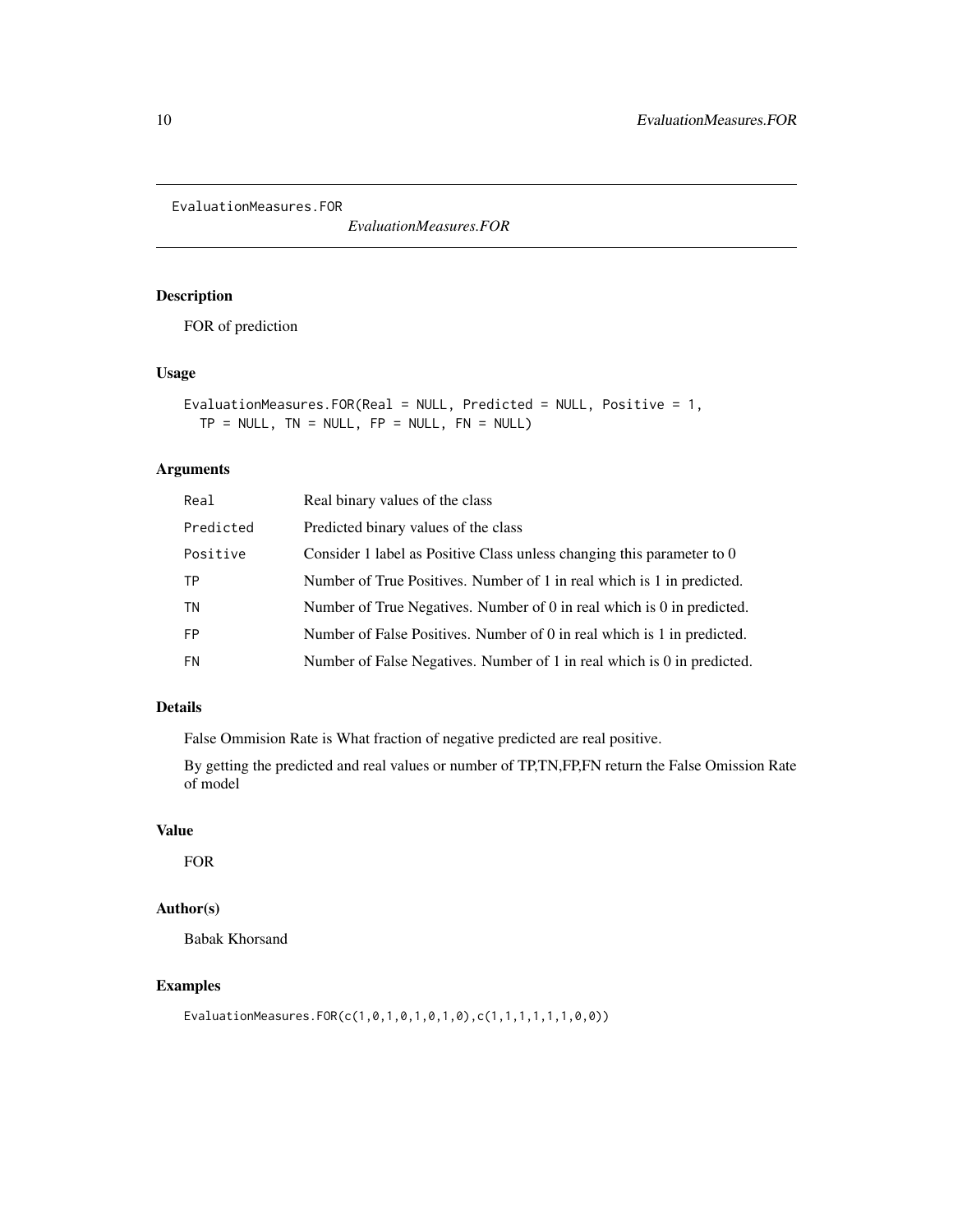EvaluationMeasures.FOR

*EvaluationMeasures.FOR*

## Description

FOR of prediction

## Usage

```
EvaluationMeasures.FOR(Real = NULL, Predicted = NULL, Positive = 1,
  TP = NULL, TN = NULL, FP = NULL, FN = NULL)
```

## Arguments

| | |
|---|---|
| Real | Real binary values of the class |
| Predicted | Predicted binary values of the class |
| Positive | Consider 1 label as Positive Class unless changing this parameter to 0 |
| TP | Number of True Positives. Number of 1 in real which is 1 in predicted. |
| TN | Number of True Negatives. Number of 0 in real which is 0 in predicted. |
| FP | Number of False Positives. Number of 0 in real which is 1 in predicted. |
| FN | Number of False Negatives. Number of 1 in real which is 0 in predicted. |

## Details

False Ommision Rate is What fraction of negative predicted are real positive.

By getting the predicted and real values or number of TP,TN,FP,FN return the False Omission Rate of model

## Value

FOR

## Author(s)

Babak Khorsand

## Examples

```
EvaluationMeasures.FOR(c(1,0,1,0,1,0,1,0),c(1,1,1,1,1,1,0,0))
```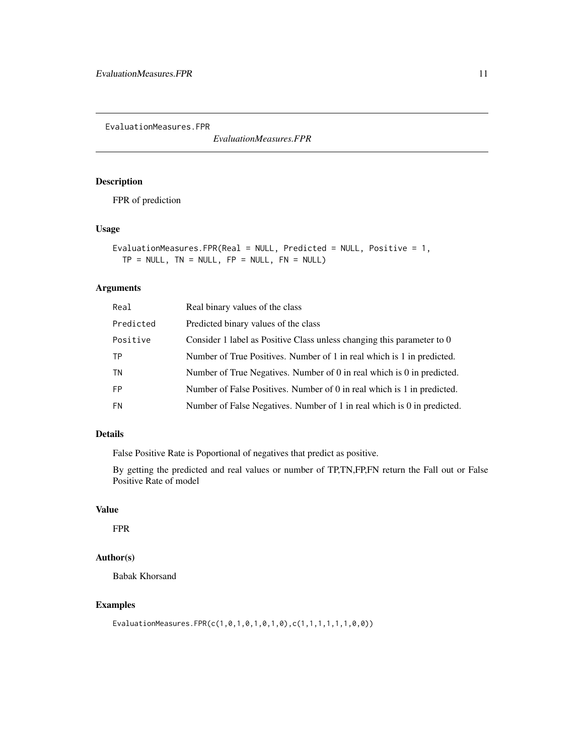# EvaluationMeasures.FPR

*EvaluationMeasures.FPR*

## Description

FPR of prediction

## Usage

```
EvaluationMeasures.FPR(Real = NULL, Predicted = NULL, Positive = 1,
  TP = NULL, TN = NULL, FP = NULL, FN = NULL)
```

## Arguments

| | |
|---|---|
| Real | Real binary values of the class |
| Predicted | Predicted binary values of the class |
| Positive | Consider 1 label as Positive Class unless changing this parameter to 0 |
| TP | Number of True Positives. Number of 1 in real which is 1 in predicted. |
| TN | Number of True Negatives. Number of 0 in real which is 0 in predicted. |
| FP | Number of False Positives. Number of 0 in real which is 1 in predicted. |
| FN | Number of False Negatives. Number of 1 in real which is 0 in predicted. |

## Details

False Positive Rate is Poportional of negatives that predict as positive.

By getting the predicted and real values or number of TP,TN,FP,FN return the Fall out or False Positive Rate of model

## Value

FPR

## Author(s)

Babak Khorsand

## Examples

```
EvaluationMeasures.FPR(c(1,0,1,0,1,0,1,0),c(1,1,1,1,1,1,0,0))
```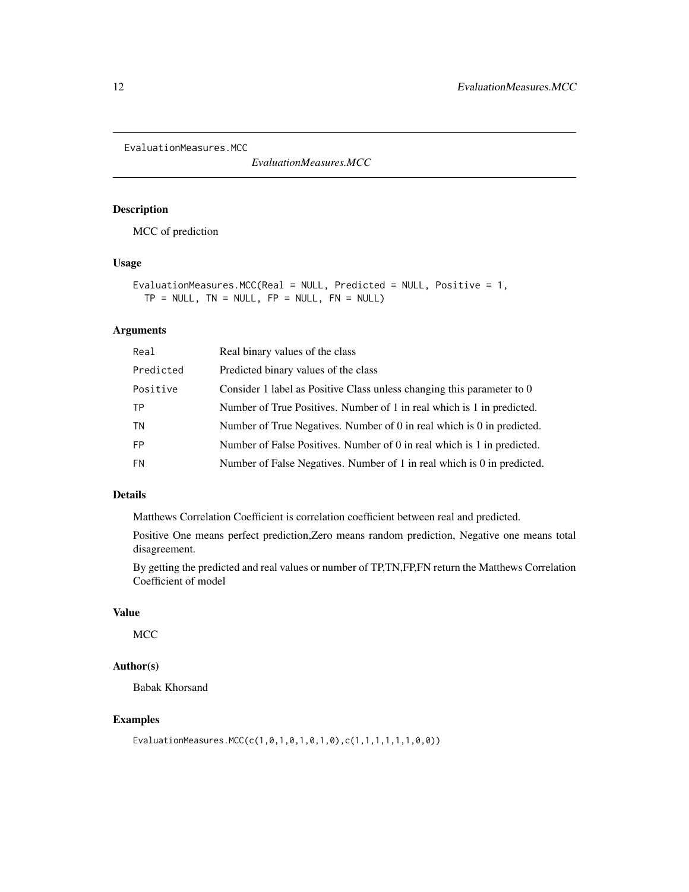```
EvaluationMeasures.MCC
```

*EvaluationMeasures.MCC*

## Description

MCC of prediction

## Usage

```
EvaluationMeasures.MCC(Real = NULL, Predicted = NULL, Positive = 1,
  TP = NULL, TN = NULL, FP = NULL, FN = NULL)
```

## Arguments

| | |
|---|---|
| `Real` | Real binary values of the class |
| `Predicted` | Predicted binary values of the class |
| `Positive` | Consider 1 label as Positive Class unless changing this parameter to 0 |
| `TP` | Number of True Positives. Number of 1 in real which is 1 in predicted. |
| `TN` | Number of True Negatives. Number of 0 in real which is 0 in predicted. |
| `FP` | Number of False Positives. Number of 0 in real which is 1 in predicted. |
| `FN` | Number of False Negatives. Number of 1 in real which is 0 in predicted. |

## Details

Matthews Correlation Coefficient is correlation coefficient between real and predicted.

Positive One means perfect prediction,Zero means random prediction, Negative one means total disagreement.

By getting the predicted and real values or number of TP,TN,FP,FN return the Matthews Correlation Coefficient of model

## Value

MCC

## Author(s)

Babak Khorsand

## Examples

```
EvaluationMeasures.MCC(c(1,0,1,0,1,0,1,0),c(1,1,1,1,1,1,0,0))
```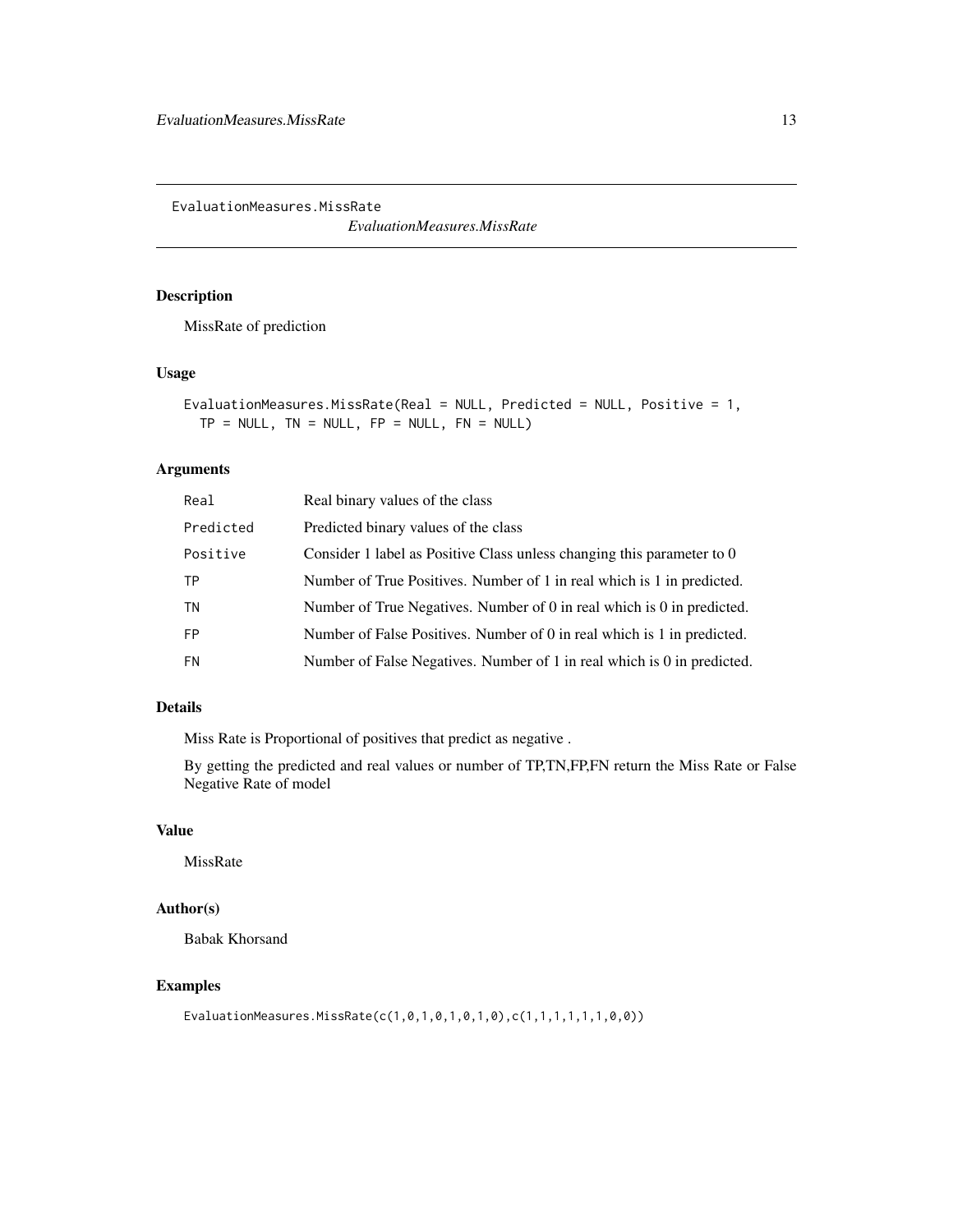## EvaluationMeasures.MissRate

*EvaluationMeasures.MissRate*

### Description

MissRate of prediction

### Usage

```
EvaluationMeasures.MissRate(Real = NULL, Predicted = NULL, Positive = 1,
  TP = NULL, TN = NULL, FP = NULL, FN = NULL)
```

### Arguments

| | |
|---|---|
| `Real` | Real binary values of the class |
| `Predicted` | Predicted binary values of the class |
| `Positive` | Consider 1 label as Positive Class unless changing this parameter to 0 |
| `TP` | Number of True Positives. Number of 1 in real which is 1 in predicted. |
| `TN` | Number of True Negatives. Number of 0 in real which is 0 in predicted. |
| `FP` | Number of False Positives. Number of 0 in real which is 1 in predicted. |
| `FN` | Number of False Negatives. Number of 1 in real which is 0 in predicted. |

### Details

Miss Rate is Proportional of positives that predict as negative .

By getting the predicted and real values or number of TP,TN,FP,FN return the Miss Rate or False Negative Rate of model

### Value

MissRate

### Author(s)

Babak Khorsand

### Examples

```
EvaluationMeasures.MissRate(c(1,0,1,0,1,0,1,0),c(1,1,1,1,1,1,0,0))
```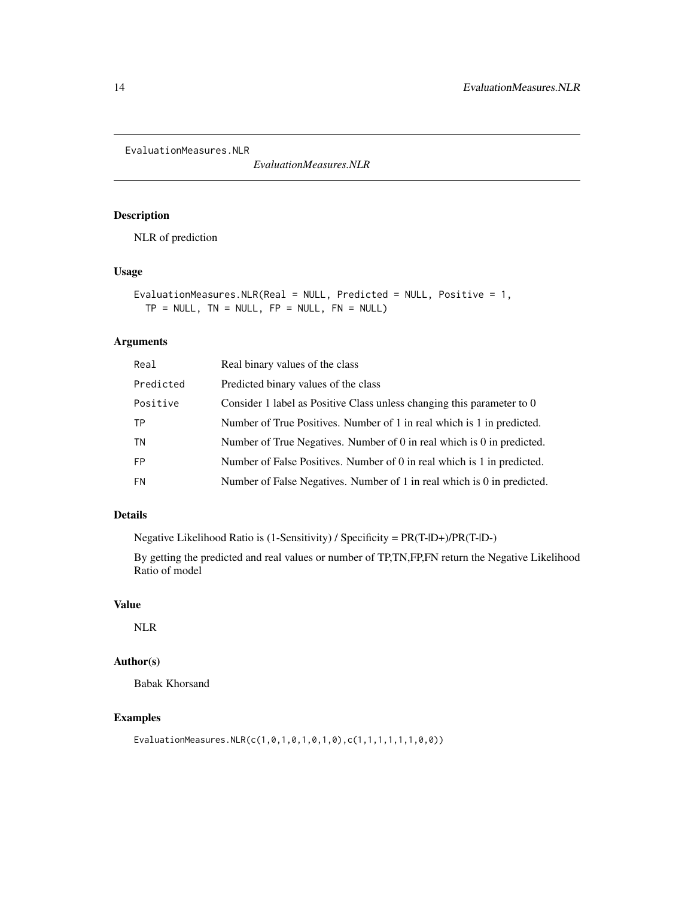EvaluationMeasures.NLR                *EvaluationMeasures.NLR*

## Description

NLR of prediction

## Usage

```
EvaluationMeasures.NLR(Real = NULL, Predicted = NULL, Positive = 1,
  TP = NULL, TN = NULL, FP = NULL, FN = NULL)
```

## Arguments

| | |
|---|---|
| Real | Real binary values of the class |
| Predicted | Predicted binary values of the class |
| Positive | Consider 1 label as Positive Class unless changing this parameter to 0 |
| TP | Number of True Positives. Number of 1 in real which is 1 in predicted. |
| TN | Number of True Negatives. Number of 0 in real which is 0 in predicted. |
| FP | Number of False Positives. Number of 0 in real which is 1 in predicted. |
| FN | Number of False Negatives. Number of 1 in real which is 0 in predicted. |

## Details

Negative Likelihood Ratio is (1-Sensitivity) / Specificity = PR(T-|D+)/PR(T-|D-)

By getting the predicted and real values or number of TP,TN,FP,FN return the Negative Likelihood Ratio of model

## Value

NLR

## Author(s)

Babak Khorsand

## Examples

```
EvaluationMeasures.NLR(c(1,0,1,0,1,0,1,0),c(1,1,1,1,1,1,0,0))
```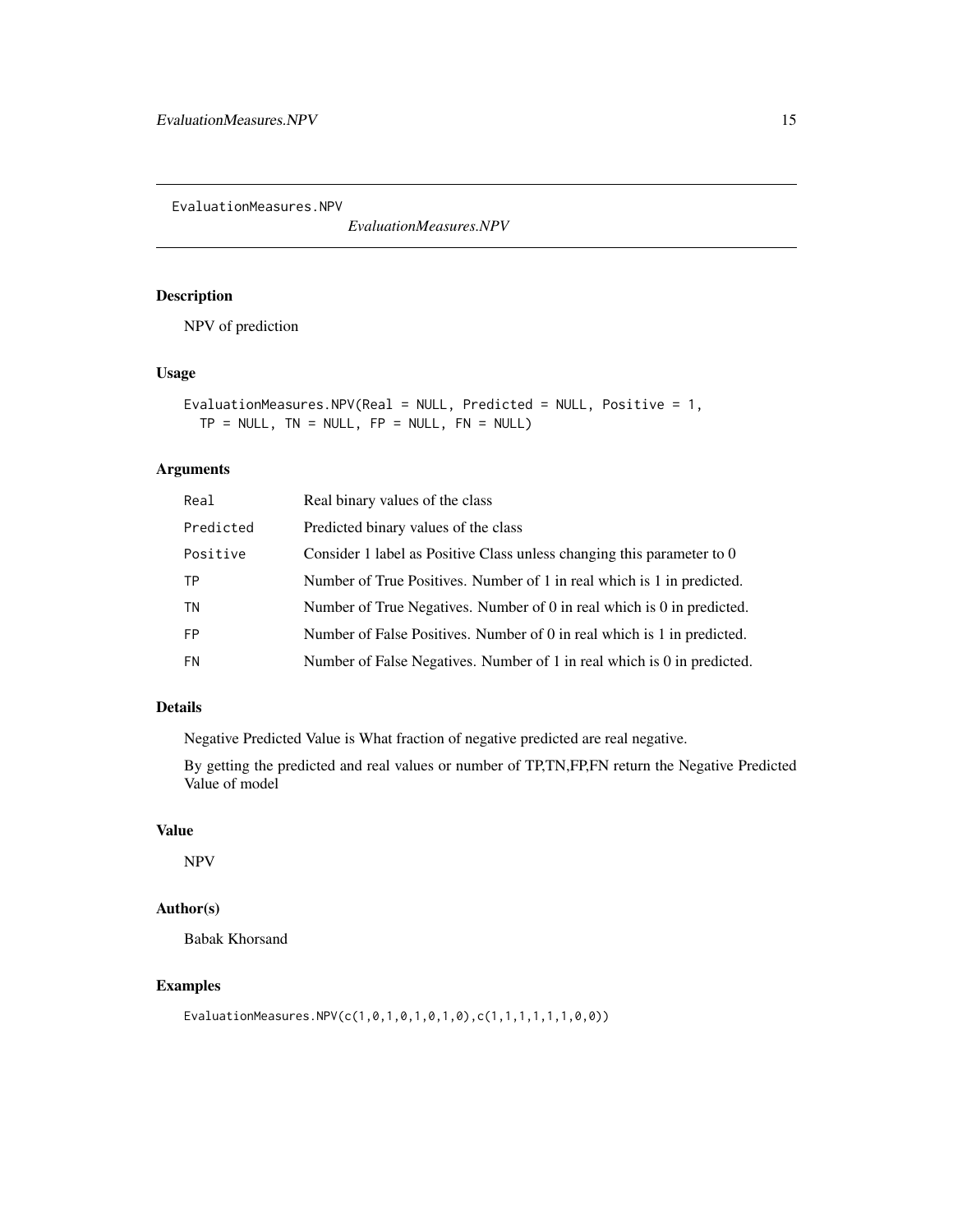EvaluationMeasures.NPV

*EvaluationMeasures.NPV*

## Description

NPV of prediction

## Usage

```
EvaluationMeasures.NPV(Real = NULL, Predicted = NULL, Positive = 1,
  TP = NULL, TN = NULL, FP = NULL, FN = NULL)
```

## Arguments

| | |
|---|---|
| `Real` | Real binary values of the class |
| `Predicted` | Predicted binary values of the class |
| `Positive` | Consider 1 label as Positive Class unless changing this parameter to 0 |
| `TP` | Number of True Positives. Number of 1 in real which is 1 in predicted. |
| `TN` | Number of True Negatives. Number of 0 in real which is 0 in predicted. |
| `FP` | Number of False Positives. Number of 0 in real which is 1 in predicted. |
| `FN` | Number of False Negatives. Number of 1 in real which is 0 in predicted. |

## Details

Negative Predicted Value is What fraction of negative predicted are real negative.

By getting the predicted and real values or number of TP,TN,FP,FN return the Negative Predicted Value of model

## Value

NPV

## Author(s)

Babak Khorsand

## Examples

```
EvaluationMeasures.NPV(c(1,0,1,0,1,0,1,0),c(1,1,1,1,1,1,0,0))
```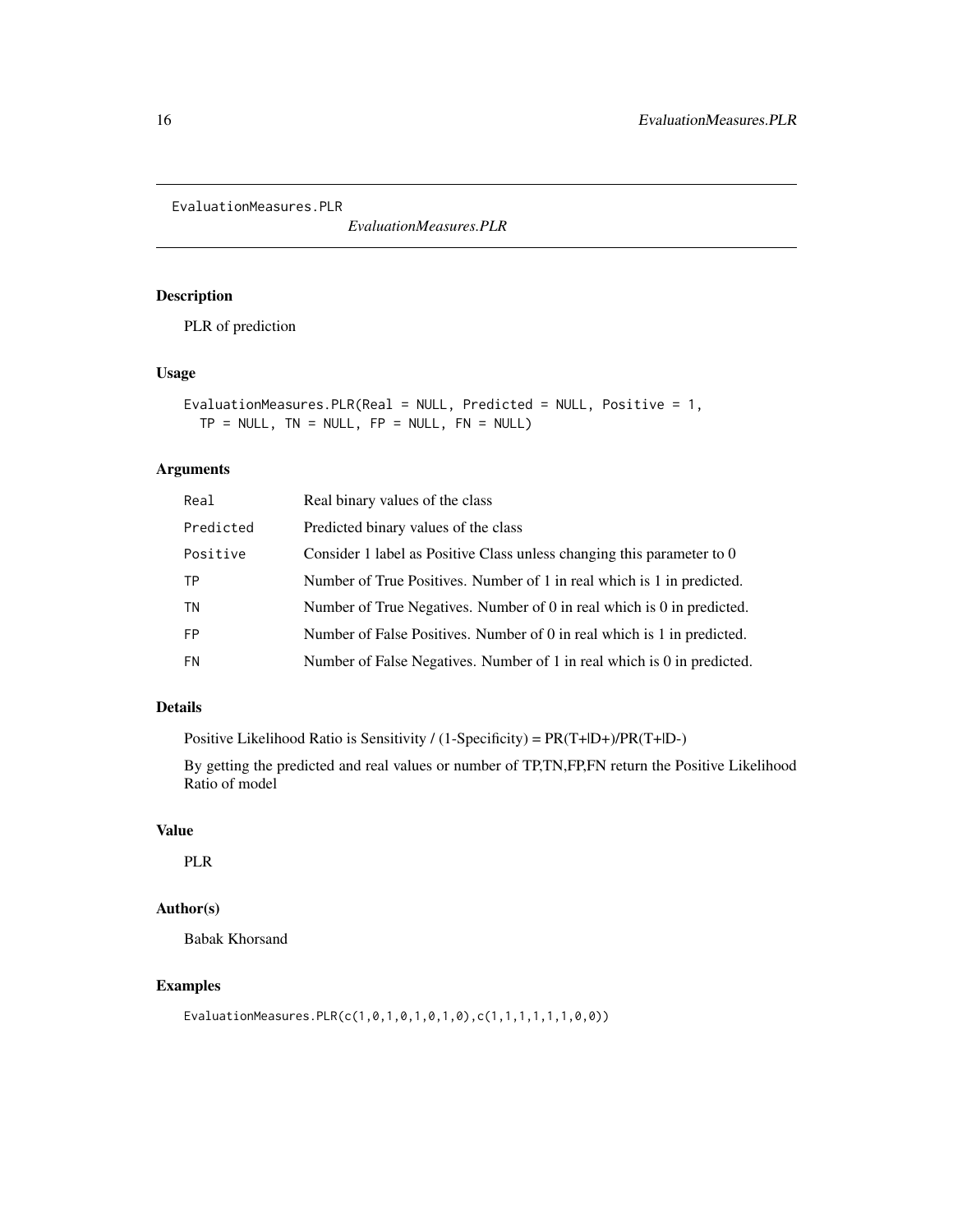# EvaluationMeasures.PLR

*EvaluationMeasures.PLR*

## Description

PLR of prediction

## Usage

```
EvaluationMeasures.PLR(Real = NULL, Predicted = NULL, Positive = 1,
  TP = NULL, TN = NULL, FP = NULL, FN = NULL)
```

## Arguments

| | |
|---|---|
| Real | Real binary values of the class |
| Predicted | Predicted binary values of the class |
| Positive | Consider 1 label as Positive Class unless changing this parameter to 0 |
| TP | Number of True Positives. Number of 1 in real which is 1 in predicted. |
| TN | Number of True Negatives. Number of 0 in real which is 0 in predicted. |
| FP | Number of False Positives. Number of 0 in real which is 1 in predicted. |
| FN | Number of False Negatives. Number of 1 in real which is 0 in predicted. |

## Details

Positive Likelihood Ratio is Sensitivity / (1-Specificity) = PR(T+|D+)/PR(T+|D-)

By getting the predicted and real values or number of TP,TN,FP,FN return the Positive Likelihood Ratio of model

## Value

PLR

## Author(s)

Babak Khorsand

## Examples

```
EvaluationMeasures.PLR(c(1,0,1,0,1,0,1,0),c(1,1,1,1,1,1,0,0))
```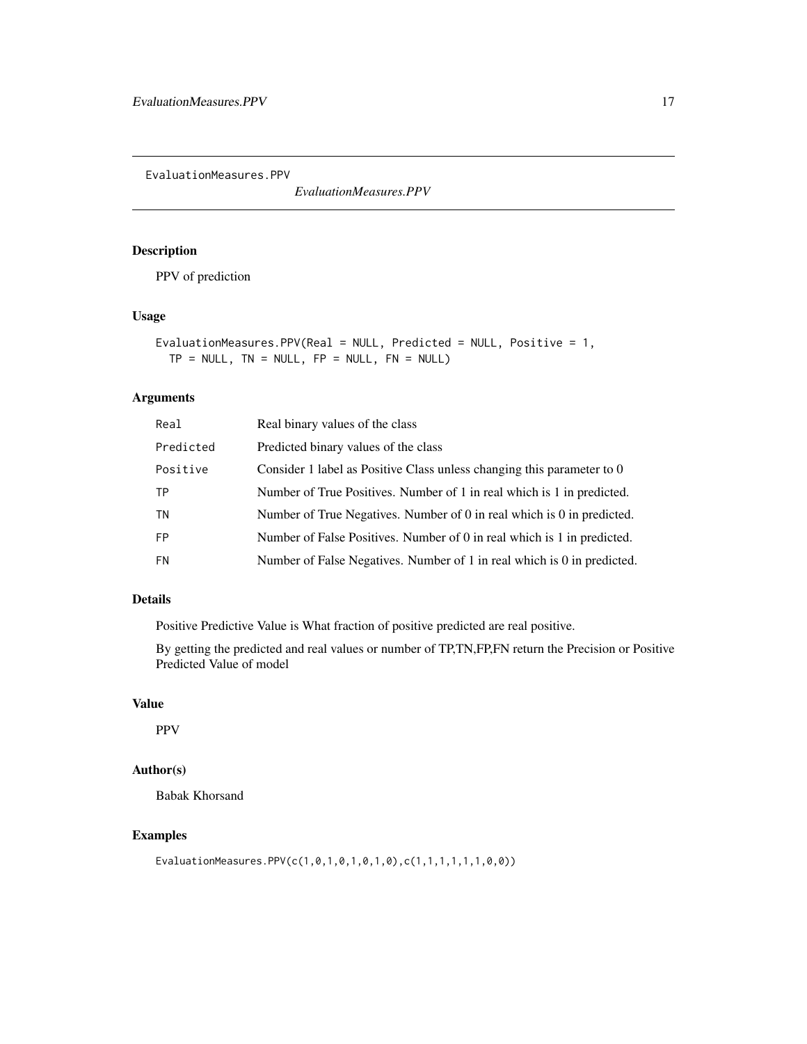# EvaluationMeasures.PPV

*EvaluationMeasures.PPV*

## Description

PPV of prediction

## Usage

```
EvaluationMeasures.PPV(Real = NULL, Predicted = NULL, Positive = 1,
  TP = NULL, TN = NULL, FP = NULL, FN = NULL)
```

## Arguments

| | |
|---|---|
| Real | Real binary values of the class |
| Predicted | Predicted binary values of the class |
| Positive | Consider 1 label as Positive Class unless changing this parameter to 0 |
| TP | Number of True Positives. Number of 1 in real which is 1 in predicted. |
| TN | Number of True Negatives. Number of 0 in real which is 0 in predicted. |
| FP | Number of False Positives. Number of 0 in real which is 1 in predicted. |
| FN | Number of False Negatives. Number of 1 in real which is 0 in predicted. |

## Details

Positive Predictive Value is What fraction of positive predicted are real positive.

By getting the predicted and real values or number of TP,TN,FP,FN return the Precision or Positive Predicted Value of model

## Value

PPV

## Author(s)

Babak Khorsand

## Examples

```
EvaluationMeasures.PPV(c(1,0,1,0,1,0,1,0),c(1,1,1,1,1,1,0,0))
```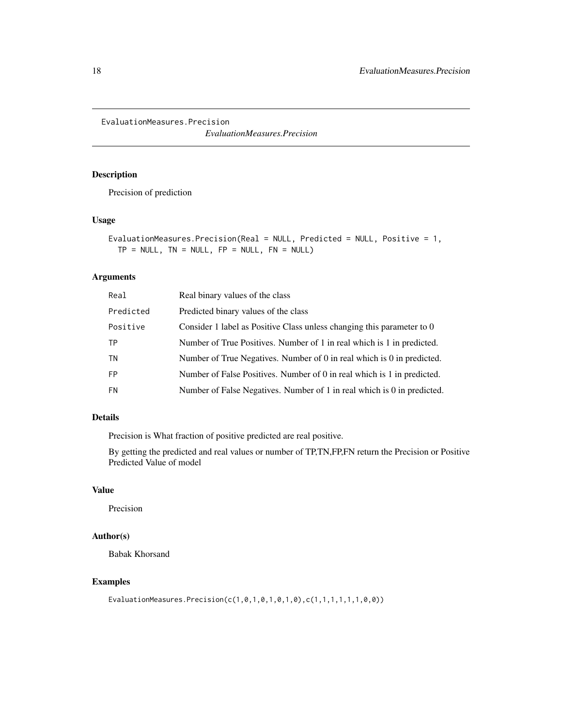EvaluationMeasures.Precision

*EvaluationMeasures.Precision*

### Description

Precision of prediction

### Usage

```
EvaluationMeasures.Precision(Real = NULL, Predicted = NULL, Positive = 1,
  TP = NULL, TN = NULL, FP = NULL, FN = NULL)
```

### Arguments

| | |
|---|---|
| Real | Real binary values of the class |
| Predicted | Predicted binary values of the class |
| Positive | Consider 1 label as Positive Class unless changing this parameter to 0 |
| TP | Number of True Positives. Number of 1 in real which is 1 in predicted. |
| TN | Number of True Negatives. Number of 0 in real which is 0 in predicted. |
| FP | Number of False Positives. Number of 0 in real which is 1 in predicted. |
| FN | Number of False Negatives. Number of 1 in real which is 0 in predicted. |

### Details

Precision is What fraction of positive predicted are real positive.

By getting the predicted and real values or number of TP,TN,FP,FN return the Precision or Positive Predicted Value of model

### Value

Precision

### Author(s)

Babak Khorsand

### Examples

```
EvaluationMeasures.Precision(c(1,0,1,0,1,0,1,0),c(1,1,1,1,1,1,0,0))
```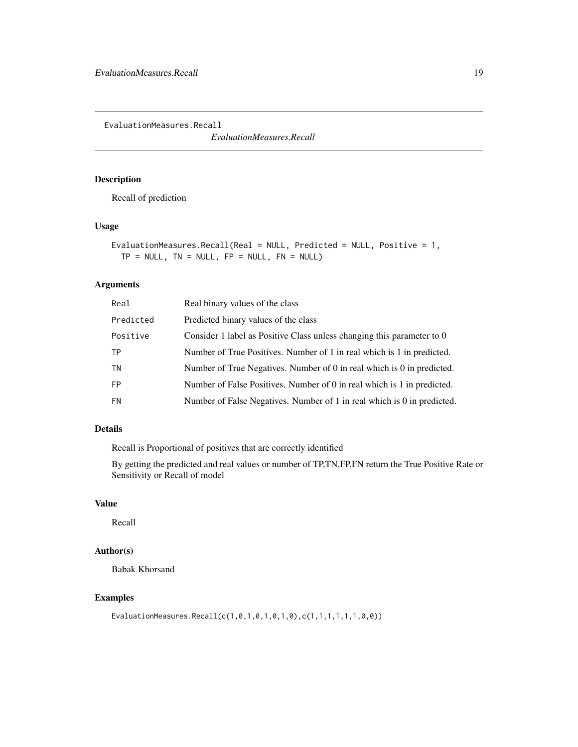# EvaluationMeasures.Recall

*EvaluationMeasures.Recall*

## Description

Recall of prediction

## Usage

```
EvaluationMeasures.Recall(Real = NULL, Predicted = NULL, Positive = 1,
  TP = NULL, TN = NULL, FP = NULL, FN = NULL)
```

## Arguments

| | |
|---|---|
| Real | Real binary values of the class |
| Predicted | Predicted binary values of the class |
| Positive | Consider 1 label as Positive Class unless changing this parameter to 0 |
| TP | Number of True Positives. Number of 1 in real which is 1 in predicted. |
| TN | Number of True Negatives. Number of 0 in real which is 0 in predicted. |
| FP | Number of False Positives. Number of 0 in real which is 1 in predicted. |
| FN | Number of False Negatives. Number of 1 in real which is 0 in predicted. |

## Details

Recall is Proportional of positives that are correctly identified

By getting the predicted and real values or number of TP,TN,FP,FN return the True Positive Rate or Sensitivity or Recall of model

## Value

Recall

## Author(s)

Babak Khorsand

## Examples

```
EvaluationMeasures.Recall(c(1,0,1,0,1,0,1,0),c(1,1,1,1,1,1,0,0))
```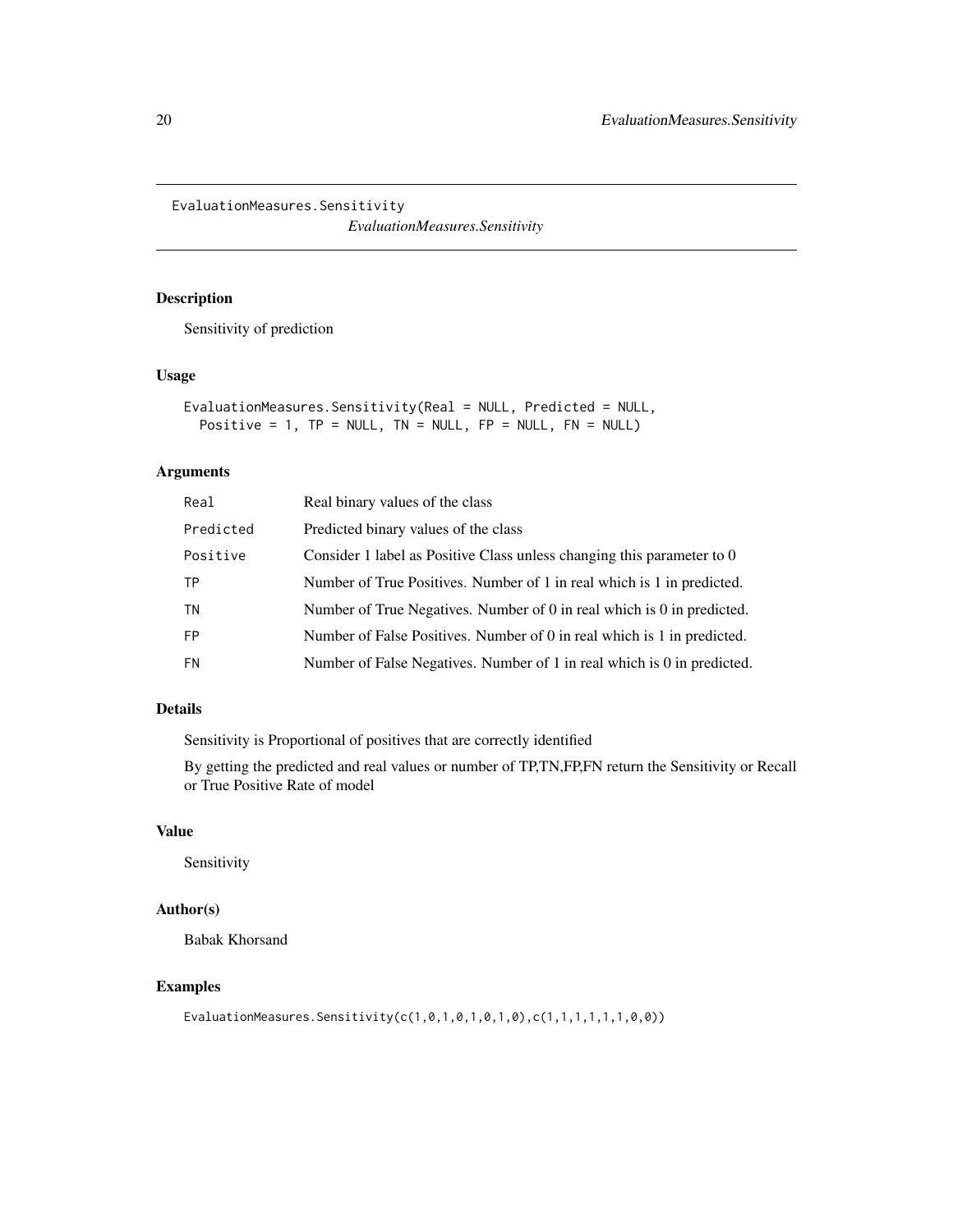# EvaluationMeasures.Sensitivity

*EvaluationMeasures.Sensitivity*

## Description

Sensitivity of prediction

## Usage

```
EvaluationMeasures.Sensitivity(Real = NULL, Predicted = NULL,
  Positive = 1, TP = NULL, TN = NULL, FP = NULL, FN = NULL)
```

## Arguments

| | |
|---|---|
| `Real` | Real binary values of the class |
| `Predicted` | Predicted binary values of the class |
| `Positive` | Consider 1 label as Positive Class unless changing this parameter to 0 |
| `TP` | Number of True Positives. Number of 1 in real which is 1 in predicted. |
| `TN` | Number of True Negatives. Number of 0 in real which is 0 in predicted. |
| `FP` | Number of False Positives. Number of 0 in real which is 1 in predicted. |
| `FN` | Number of False Negatives. Number of 1 in real which is 0 in predicted. |

## Details

Sensitivity is Proportional of positives that are correctly identified

By getting the predicted and real values or number of TP,TN,FP,FN return the Sensitivity or Recall or True Positive Rate of model

## Value

Sensitivity

## Author(s)

Babak Khorsand

## Examples

```
EvaluationMeasures.Sensitivity(c(1,0,1,0,1,0,1,0),c(1,1,1,1,1,1,0,0))
```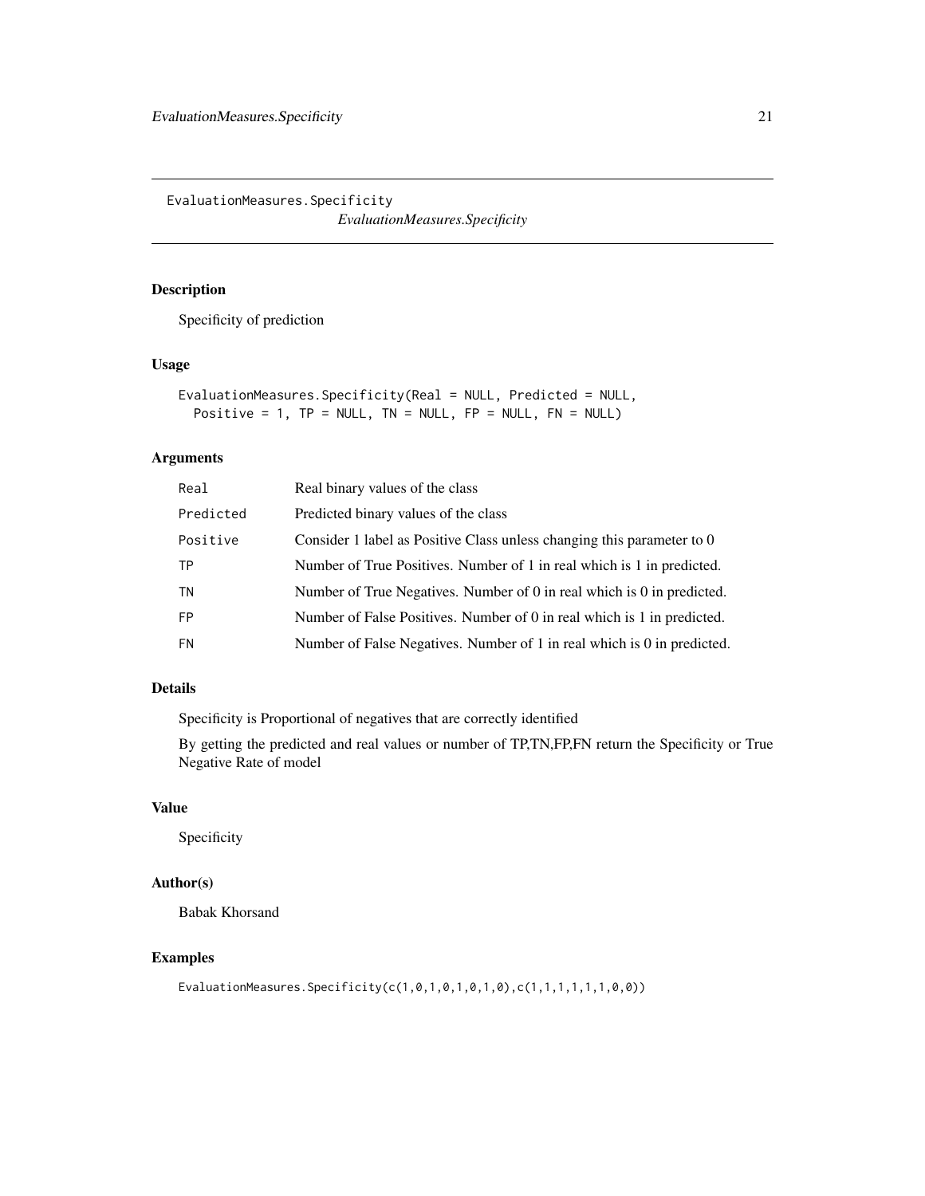## EvaluationMeasures.Specificity

*EvaluationMeasures.Specificity*

### Description

Specificity of prediction

### Usage

```
EvaluationMeasures.Specificity(Real = NULL, Predicted = NULL,
  Positive = 1, TP = NULL, TN = NULL, FP = NULL, FN = NULL)
```

### Arguments

| | |
|---|---|
| `Real` | Real binary values of the class |
| `Predicted` | Predicted binary values of the class |
| `Positive` | Consider 1 label as Positive Class unless changing this parameter to 0 |
| `TP` | Number of True Positives. Number of 1 in real which is 1 in predicted. |
| `TN` | Number of True Negatives. Number of 0 in real which is 0 in predicted. |
| `FP` | Number of False Positives. Number of 0 in real which is 1 in predicted. |
| `FN` | Number of False Negatives. Number of 1 in real which is 0 in predicted. |

### Details

Specificity is Proportional of negatives that are correctly identified

By getting the predicted and real values or number of TP,TN,FP,FN return the Specificity or True Negative Rate of model

### Value

Specificity

### Author(s)

Babak Khorsand

### Examples

```
EvaluationMeasures.Specificity(c(1,0,1,0,1,0,1,0),c(1,1,1,1,1,1,0,0))
```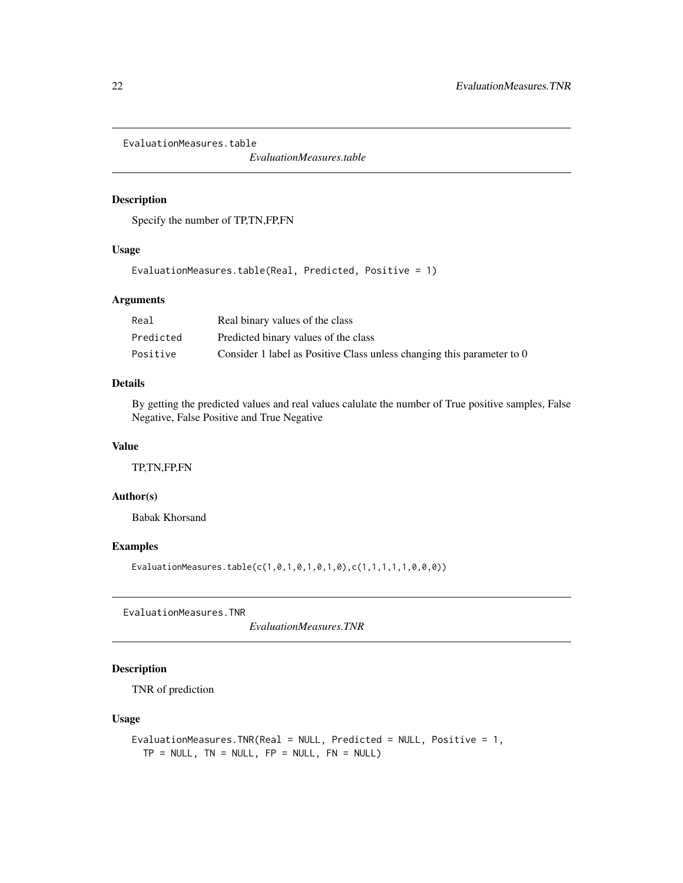## EvaluationMeasures.table

*EvaluationMeasures.table*

### Description

Specify the number of TP,TN,FP,FN

### Usage

```
EvaluationMeasures.table(Real, Predicted, Positive = 1)
```

### Arguments

| | |
|---|---|
| Real | Real binary values of the class |
| Predicted | Predicted binary values of the class |
| Positive | Consider 1 label as Positive Class unless changing this parameter to 0 |

### Details

By getting the predicted values and real values calulate the number of True positive samples, False Negative, False Positive and True Negative

### Value

TP,TN,FP,FN

### Author(s)

Babak Khorsand

### Examples

```
EvaluationMeasures.table(c(1,0,1,0,1,0,1,0),c(1,1,1,1,1,0,0,0))
```

## EvaluationMeasures.TNR

*EvaluationMeasures.TNR*

### Description

TNR of prediction

### Usage

```
EvaluationMeasures.TNR(Real = NULL, Predicted = NULL, Positive = 1,
  TP = NULL, TN = NULL, FP = NULL, FN = NULL)
```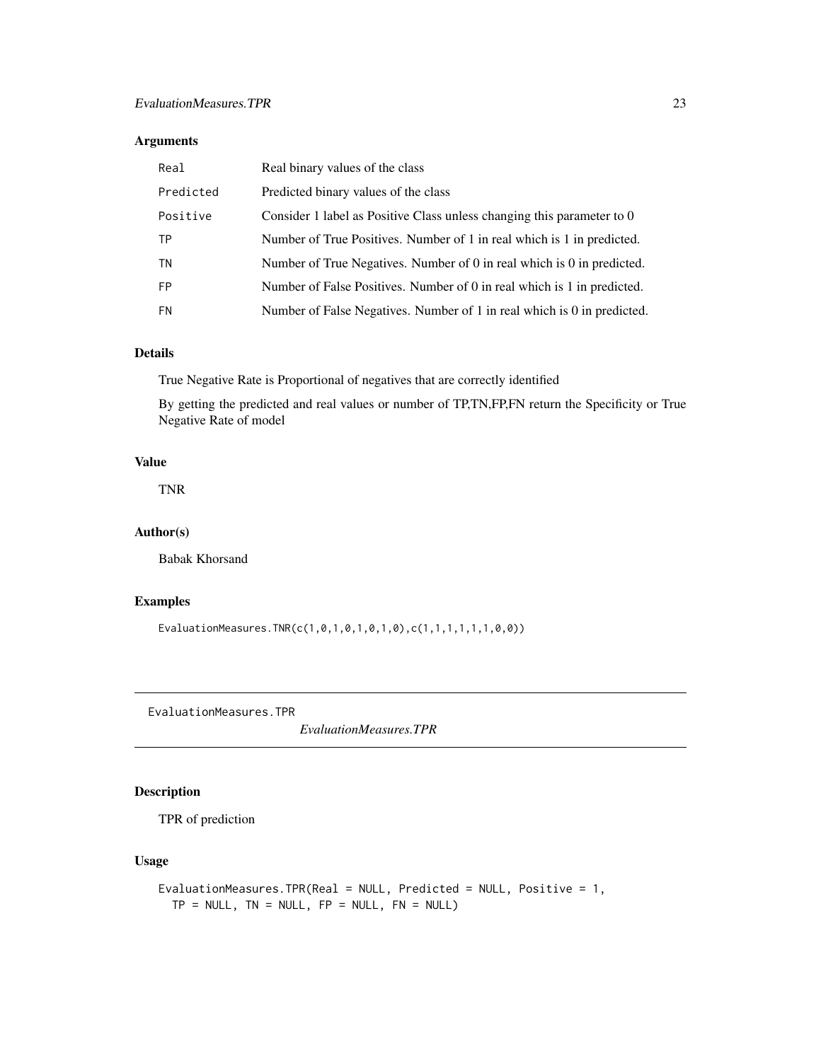### Arguments

| | |
|---|---|
| `Real` | Real binary values of the class |
| `Predicted` | Predicted binary values of the class |
| `Positive` | Consider 1 label as Positive Class unless changing this parameter to 0 |
| `TP` | Number of True Positives. Number of 1 in real which is 1 in predicted. |
| `TN` | Number of True Negatives. Number of 0 in real which is 0 in predicted. |
| `FP` | Number of False Positives. Number of 0 in real which is 1 in predicted. |
| `FN` | Number of False Negatives. Number of 1 in real which is 0 in predicted. |

### Details

True Negative Rate is Proportional of negatives that are correctly identified

By getting the predicted and real values or number of TP,TN,FP,FN return the Specificity or True Negative Rate of model

### Value

TNR

### Author(s)

Babak Khorsand

### Examples

```
EvaluationMeasures.TNR(c(1,0,1,0,1,0,1,0),c(1,1,1,1,1,1,0,0))
```

---

## EvaluationMeasures.TPR

*EvaluationMeasures.TPR*

---

### Description

TPR of prediction

### Usage

```
EvaluationMeasures.TPR(Real = NULL, Predicted = NULL, Positive = 1,
  TP = NULL, TN = NULL, FP = NULL, FN = NULL)
```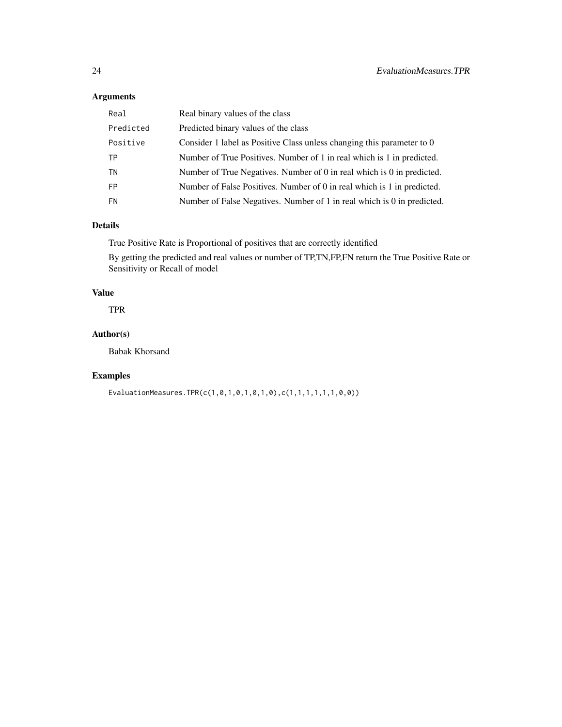## Arguments

| | |
|---|---|
| `Real` | Real binary values of the class |
| `Predicted` | Predicted binary values of the class |
| `Positive` | Consider 1 label as Positive Class unless changing this parameter to 0 |
| `TP` | Number of True Positives. Number of 1 in real which is 1 in predicted. |
| `TN` | Number of True Negatives. Number of 0 in real which is 0 in predicted. |
| `FP` | Number of False Positives. Number of 0 in real which is 1 in predicted. |
| `FN` | Number of False Negatives. Number of 1 in real which is 0 in predicted. |

## Details

True Positive Rate is Proportional of positives that are correctly identified

By getting the predicted and real values or number of TP,TN,FP,FN return the True Positive Rate or Sensitivity or Recall of model

## Value

TPR

## Author(s)

Babak Khorsand

## Examples

```
EvaluationMeasures.TPR(c(1,0,1,0,1,0,1,0),c(1,1,1,1,1,1,0,0))
```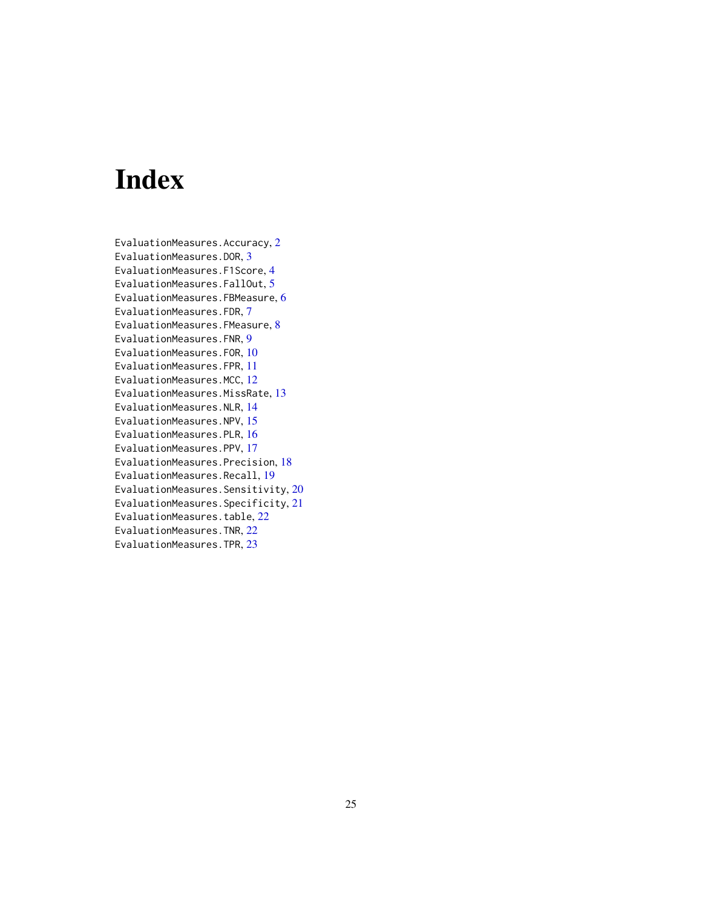# Index

EvaluationMeasures.Accuracy, 2
EvaluationMeasures.DOR, 3
EvaluationMeasures.F1Score, 4
EvaluationMeasures.FallOut, 5
EvaluationMeasures.FBMeasure, 6
EvaluationMeasures.FDR, 7
EvaluationMeasures.FMeasure, 8
EvaluationMeasures.FNR, 9
EvaluationMeasures.FOR, 10
EvaluationMeasures.FPR, 11
EvaluationMeasures.MCC, 12
EvaluationMeasures.MissRate, 13
EvaluationMeasures.NLR, 14
EvaluationMeasures.NPV, 15
EvaluationMeasures.PLR, 16
EvaluationMeasures.PPV, 17
EvaluationMeasures.Precision, 18
EvaluationMeasures.Recall, 19
EvaluationMeasures.Sensitivity, 20
EvaluationMeasures.Specificity, 21
EvaluationMeasures.table, 22
EvaluationMeasures.TNR, 22
EvaluationMeasures.TPR, 23